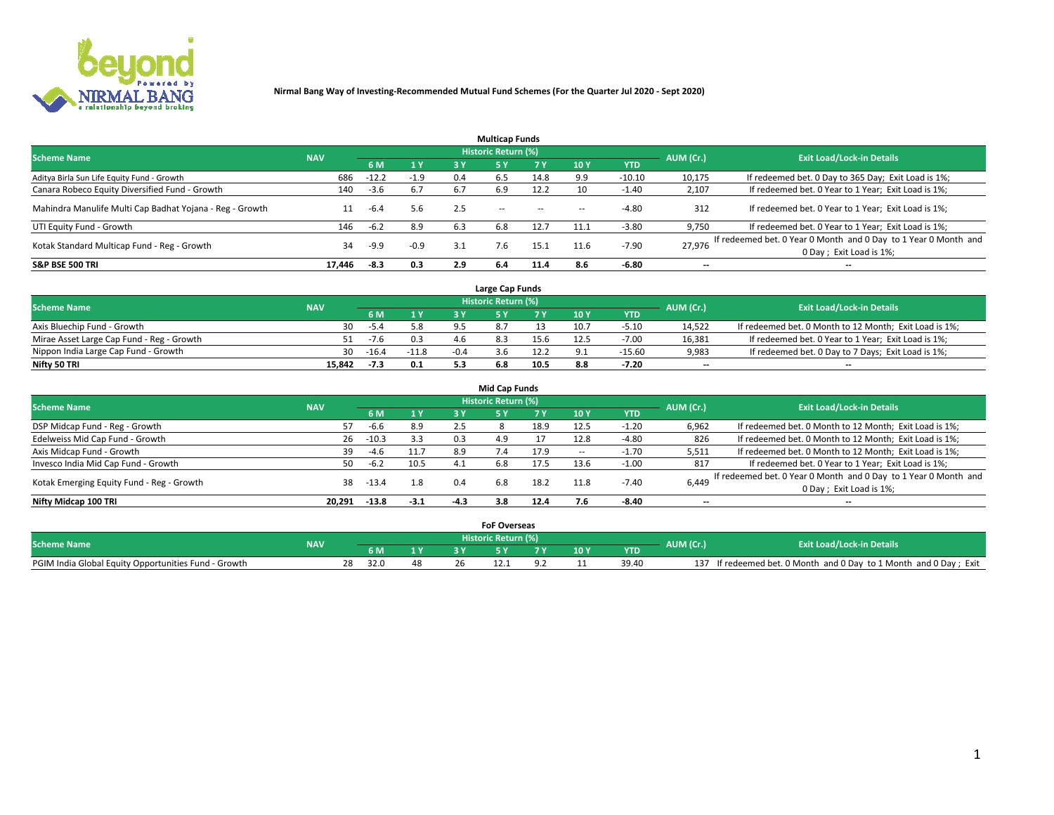# Nirmal Bang Way of Investing-Recommended Mutual Fund Schemes (For the Quarter Jul 2020 - Sept 2020)

## Multicap Funds

| Scheme Name | NAV | Historic Return (%) | | | | | | | AUM (Cr.) | Exit Load/Lock-in Details |
|---|---|---|---|---|---|---|---|---|---|---|
| | | 6 M | 1 Y | 3 Y | 5 Y | 7 Y | 10 Y | YTD | | |
| Aditya Birla Sun Life Equity Fund - Growth | 686 | -12.2 | -1.9 | 0.4 | 6.5 | 14.8 | 9.9 | -10.10 | 10,175 | If redeemed bet. 0 Day to 365 Day; Exit Load is 1%; |
| Canara Robeco Equity Diversified Fund - Growth | 140 | -3.6 | 6.7 | 6.7 | 6.9 | 12.2 | 10 | -1.40 | 2,107 | If redeemed bet. 0 Year to 1 Year; Exit Load is 1%; |
| Mahindra Manulife Multi Cap Badhat Yojana - Reg - Growth | 11 | -6.4 | 5.6 | 2.5 | -- | -- | -- | -4.80 | 312 | If redeemed bet. 0 Year to 1 Year; Exit Load is 1%; |
| UTI Equity Fund - Growth | 146 | -6.2 | 8.9 | 6.3 | 6.8 | 12.7 | 11.1 | -3.80 | 9,750 | If redeemed bet. 0 Year to 1 Year; Exit Load is 1%; |
| Kotak Standard Multicap Fund - Reg - Growth | 34 | -9.9 | -0.9 | 3.1 | 7.6 | 15.1 | 11.6 | -7.90 | 27,976 | If redeemed bet. 0 Year 0 Month and 0 Day to 1 Year 0 Month and 0 Day ; Exit Load is 1%; |
| **S&P BSE 500 TRI** | **17,446** | **-8.3** | **0.3** | **2.9** | **6.4** | **11.4** | **8.6** | **-6.80** | **--** | **--** |

## Large Cap Funds

| Scheme Name | NAV | Historic Return (%) | | | | | | | AUM (Cr.) | Exit Load/Lock-in Details |
|---|---|---|---|---|---|---|---|---|---|---|
| | | 6 M | 1 Y | 3 Y | 5 Y | 7 Y | 10 Y | YTD | | |
| Axis Bluechip Fund - Growth | 30 | -5.4 | 5.8 | 9.5 | 8.7 | 13 | 10.7 | -5.10 | 14,522 | If redeemed bet. 0 Month to 12 Month; Exit Load is 1%; |
| Mirae Asset Large Cap Fund - Reg - Growth | 51 | -7.6 | 0.3 | 4.6 | 8.3 | 15.6 | 12.5 | -7.00 | 16,381 | If redeemed bet. 0 Year to 1 Year; Exit Load is 1%; |
| Nippon India Large Cap Fund - Growth | 30 | -16.4 | -11.8 | -0.4 | 3.6 | 12.2 | 9.1 | -15.60 | 9,983 | If redeemed bet. 0 Day to 7 Days; Exit Load is 1%; |
| **Nifty 50 TRI** | **15,842** | **-7.3** | **0.1** | **5.3** | **6.8** | **10.5** | **8.8** | **-7.20** | **--** | **--** |

## Mid Cap Funds

| Scheme Name | NAV | Historic Return (%) | | | | | | | AUM (Cr.) | Exit Load/Lock-in Details |
|---|---|---|---|---|---|---|---|---|---|---|
| | | 6 M | 1 Y | 3 Y | 5 Y | 7 Y | 10 Y | YTD | | |
| DSP Midcap Fund - Reg - Growth | 57 | -6.6 | 8.9 | 2.5 | 8 | 18.9 | 12.5 | -1.20 | 6,962 | If redeemed bet. 0 Month to 12 Month; Exit Load is 1%; |
| Edelweiss Mid Cap Fund - Growth | 26 | -10.3 | 3.3 | 0.3 | 4.9 | 17 | 12.8 | -4.80 | 826 | If redeemed bet. 0 Month to 12 Month; Exit Load is 1%; |
| Axis Midcap Fund - Growth | 39 | -4.6 | 11.7 | 8.9 | 7.4 | 17.9 | -- | -1.70 | 5,511 | If redeemed bet. 0 Month to 12 Month; Exit Load is 1%; |
| Invesco India Mid Cap Fund - Growth | 50 | -6.2 | 10.5 | 4.1 | 6.8 | 17.5 | 13.6 | -1.00 | 817 | If redeemed bet. 0 Year to 1 Year; Exit Load is 1%; |
| Kotak Emerging Equity Fund - Reg - Growth | 38 | -13.4 | 1.8 | 0.4 | 6.8 | 18.2 | 11.8 | -7.40 | 6,449 | If redeemed bet. 0 Year 0 Month and 0 Day to 1 Year 0 Month and 0 Day ; Exit Load is 1%; |
| **Nifty Midcap 100 TRI** | **20,291** | **-13.8** | **-3.1** | **-4.3** | **3.8** | **12.4** | **7.6** | **-8.40** | **--** | **--** |

## FoF Overseas

| Scheme Name | NAV | Historic Return (%) | | | | | | | AUM (Cr.) | Exit Load/Lock-in Details |
|---|---|---|---|---|---|---|---|---|---|---|
| | | 6 M | 1 Y | 3 Y | 5 Y | 7 Y | 10 Y | YTD | | |
| PGIM India Global Equity Opportunities Fund - Growth | 28 | 32.0 | 48 | 26 | 12.1 | 9.2 | 11 | 39.40 | 137 | If redeemed bet. 0 Month and 0 Day to 1 Month and 0 Day ; Exit |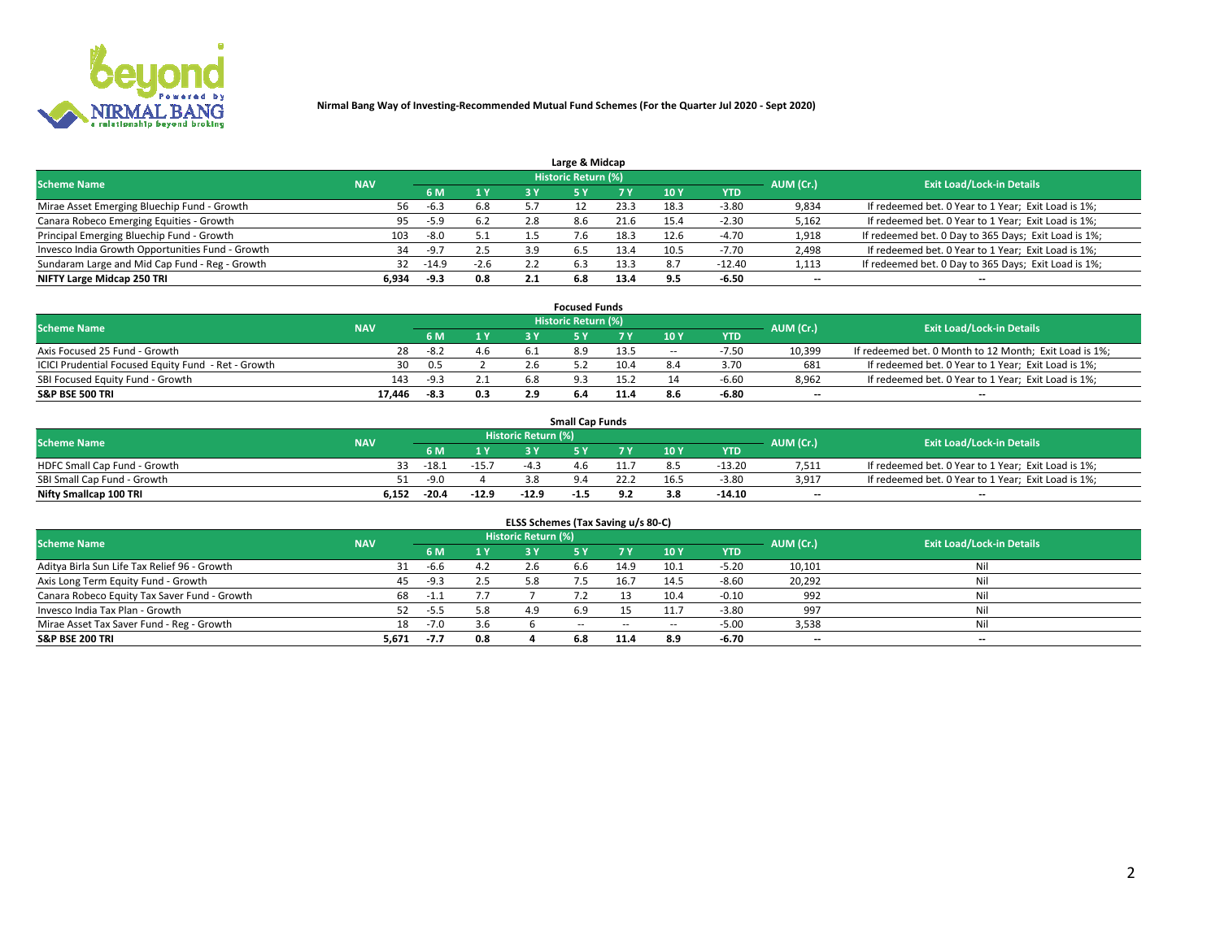**Nirmal Bang Way of Investing-Recommended Mutual Fund Schemes (For the Quarter Jul 2020 - Sept 2020)**

## Large & Midcap

| Scheme Name | NAV | Historic Return (%) | | | | | | | AUM (Cr.) | Exit Load/Lock-in Details |
|---|---|---|---|---|---|---|---|---|---|---|
| | | 6 M | 1 Y | 3 Y | 5 Y | 7 Y | 10 Y | YTD | | |
| Mirae Asset Emerging Bluechip Fund - Growth | 56 | -6.3 | 6.8 | 5.7 | 12 | 23.3 | 18.3 | -3.80 | 9,834 | If redeemed bet. 0 Year to 1 Year; Exit Load is 1%; |
| Canara Robeco Emerging Equities - Growth | 95 | -5.9 | 6.2 | 2.8 | 8.6 | 21.6 | 15.4 | -2.30 | 5,162 | If redeemed bet. 0 Year to 1 Year; Exit Load is 1%; |
| Principal Emerging Bluechip Fund - Growth | 103 | -8.0 | 5.1 | 1.5 | 7.6 | 18.3 | 12.6 | -4.70 | 1,918 | If redeemed bet. 0 Day to 365 Days; Exit Load is 1%; |
| Invesco India Growth Opportunities Fund - Growth | 34 | -9.7 | 2.5 | 3.9 | 6.5 | 13.4 | 10.5 | -7.70 | 2,498 | If redeemed bet. 0 Year to 1 Year; Exit Load is 1%; |
| Sundaram Large and Mid Cap Fund - Reg - Growth | 32 | -14.9 | -2.6 | 2.2 | 6.3 | 13.3 | 8.7 | -12.40 | 1,113 | If redeemed bet. 0 Day to 365 Days; Exit Load is 1%; |
| **NIFTY Large Midcap 250 TRI** | **6,934** | **-9.3** | **0.8** | **2.1** | **6.8** | **13.4** | **9.5** | **-6.50** | **--** | **--** |

## Focused Funds

| Scheme Name | NAV | Historic Return (%) | | | | | | | AUM (Cr.) | Exit Load/Lock-in Details |
|---|---|---|---|---|---|---|---|---|---|---|
| | | 6 M | 1 Y | 3 Y | 5 Y | 7 Y | 10 Y | YTD | | |
| Axis Focused 25 Fund - Growth | 28 | -8.2 | 4.6 | 6.1 | 8.9 | 13.5 | -- | -7.50 | 10,399 | If redeemed bet. 0 Month to 12 Month; Exit Load is 1%; |
| ICICI Prudential Focused Equity Fund - Ret - Growth | 30 | 0.5 | 2 | 2.6 | 5.2 | 10.4 | 8.4 | 3.70 | 681 | If redeemed bet. 0 Year to 1 Year; Exit Load is 1%; |
| SBI Focused Equity Fund - Growth | 143 | -9.3 | 2.1 | 6.8 | 9.3 | 15.2 | 14 | -6.60 | 8,962 | If redeemed bet. 0 Year to 1 Year; Exit Load is 1%; |
| **S&P BSE 500 TRI** | **17,446** | **-8.3** | **0.3** | **2.9** | **6.4** | **11.4** | **8.6** | **-6.80** | **--** | **--** |

## Small Cap Funds

| Scheme Name | NAV | Historic Return (%) | | | | | | | AUM (Cr.) | Exit Load/Lock-in Details |
|---|---|---|---|---|---|---|---|---|---|---|
| | | 6 M | 1 Y | 3 Y | 5 Y | 7 Y | 10 Y | YTD | | |
| HDFC Small Cap Fund - Growth | 33 | -18.1 | -15.7 | -4.3 | 4.6 | 11.7 | 8.5 | -13.20 | 7,511 | If redeemed bet. 0 Year to 1 Year; Exit Load is 1%; |
| SBI Small Cap Fund - Growth | 51 | -9.0 | 4 | 3.8 | 9.4 | 22.2 | 16.5 | -3.80 | 3,917 | If redeemed bet. 0 Year to 1 Year; Exit Load is 1%; |
| **Nifty Smallcap 100 TRI** | **6,152** | **-20.4** | **-12.9** | **-12.9** | **-1.5** | **9.2** | **3.8** | **-14.10** | **--** | **--** |

## ELSS Schemes (Tax Saving u/s 80-C)

| Scheme Name | NAV | Historic Return (%) | | | | | | | AUM (Cr.) | Exit Load/Lock-in Details |
|---|---|---|---|---|---|---|---|---|---|---|
| | | 6 M | 1 Y | 3 Y | 5 Y | 7 Y | 10 Y | YTD | | |
| Aditya Birla Sun Life Tax Relief 96 - Growth | 31 | -6.6 | 4.2 | 2.6 | 6.6 | 14.9 | 10.1 | -5.20 | 10,101 | Nil |
| Axis Long Term Equity Fund - Growth | 45 | -9.3 | 2.5 | 5.8 | 7.5 | 16.7 | 14.5 | -8.60 | 20,292 | Nil |
| Canara Robeco Equity Tax Saver Fund - Growth | 68 | -1.1 | 7.7 | 7 | 7.2 | 13 | 10.4 | -0.10 | 992 | Nil |
| Invesco India Tax Plan - Growth | 52 | -5.5 | 5.8 | 4.9 | 6.9 | 15 | 11.7 | -3.80 | 997 | Nil |
| Mirae Asset Tax Saver Fund - Reg - Growth | 18 | -7.0 | 3.6 | 6 | -- | -- | -- | -5.00 | 3,538 | Nil |
| **S&P BSE 200 TRI** | **5,671** | **-7.7** | **0.8** | **4** | **6.8** | **11.4** | **8.9** | **-6.70** | **--** | **--** |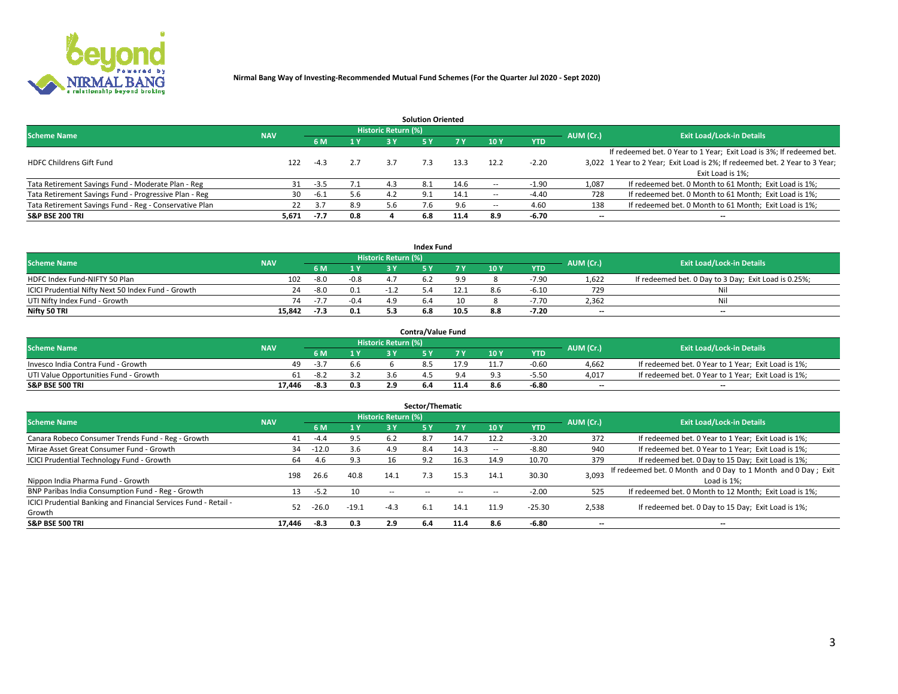**Nirmal Bang Way of Investing-Recommended Mutual Fund Schemes (For the Quarter Jul 2020 - Sept 2020)**

## Solution Oriented

| Scheme Name | NAV | Historic Return (%) | | | | | | | AUM (Cr.) | Exit Load/Lock-in Details |
|---|---|---|---|---|---|---|---|---|---|---|
| | | 6 M | 1 Y | 3 Y | 5 Y | 7 Y | 10 Y | YTD | | |
| HDFC Childrens Gift Fund | 122 | -4.3 | 2.7 | 3.7 | 7.3 | 13.3 | 12.2 | -2.20 | 3,022 | If redeemed bet. 0 Year to 1 Year; Exit Load is 3%; If redeemed bet. 1 Year to 2 Year; Exit Load is 2%; If redeemed bet. 2 Year to 3 Year; Exit Load is 1%; |
| Tata Retirement Savings Fund - Moderate Plan - Reg | 31 | -3.5 | 7.1 | 4.3 | 8.1 | 14.6 | -- | -1.90 | 1,087 | If redeemed bet. 0 Month to 61 Month; Exit Load is 1%; |
| Tata Retirement Savings Fund - Progressive Plan - Reg | 30 | -6.1 | 5.6 | 4.2 | 9.1 | 14.1 | -- | -4.40 | 728 | If redeemed bet. 0 Month to 61 Month; Exit Load is 1%; |
| Tata Retirement Savings Fund - Reg - Conservative Plan | 22 | 3.7 | 8.9 | 5.6 | 7.6 | 9.6 | -- | 4.60 | 138 | If redeemed bet. 0 Month to 61 Month; Exit Load is 1%; |
| **S&P BSE 200 TRI** | **5,671** | **-7.7** | **0.8** | **4** | **6.8** | **11.4** | **8.9** | **-6.70** | **--** | **--** |

## Index Fund

| Scheme Name | NAV | Historic Return (%) | | | | | | | AUM (Cr.) | Exit Load/Lock-in Details |
|---|---|---|---|---|---|---|---|---|---|---|
| | | 6 M | 1 Y | 3 Y | 5 Y | 7 Y | 10 Y | YTD | | |
| HDFC Index Fund-NIFTY 50 Plan | 102 | -8.0 | -0.8 | 4.7 | 6.2 | 9.9 | 8 | -7.90 | 1,622 | If redeemed bet. 0 Day to 3 Day; Exit Load is 0.25%; |
| ICICI Prudential Nifty Next 50 Index Fund - Growth | 24 | -8.0 | 0.1 | -1.2 | 5.4 | 12.1 | 8.6 | -6.10 | 729 | Nil |
| UTI Nifty Index Fund - Growth | 74 | -7.7 | -0.4 | 4.9 | 6.4 | 10 | 8 | -7.70 | 2,362 | Nil |
| **Nifty 50 TRI** | **15,842** | **-7.3** | **0.1** | **5.3** | **6.8** | **10.5** | **8.8** | **-7.20** | **--** | **--** |

## Contra/Value Fund

| Scheme Name | NAV | Historic Return (%) | | | | | | | AUM (Cr.) | Exit Load/Lock-in Details |
|---|---|---|---|---|---|---|---|---|---|---|
| | | 6 M | 1 Y | 3 Y | 5 Y | 7 Y | 10 Y | YTD | | |
| Invesco India Contra Fund - Growth | 49 | -3.7 | 6.6 | 6 | 8.5 | 17.9 | 11.7 | -0.60 | 4,662 | If redeemed bet. 0 Year to 1 Year; Exit Load is 1%; |
| UTI Value Opportunities Fund - Growth | 61 | -8.2 | 3.2 | 3.6 | 4.5 | 9.4 | 9.3 | -5.50 | 4,017 | If redeemed bet. 0 Year to 1 Year; Exit Load is 1%; |
| **S&P BSE 500 TRI** | **17,446** | **-8.3** | **0.3** | **2.9** | **6.4** | **11.4** | **8.6** | **-6.80** | **--** | **--** |

## Sector/Thematic

| Scheme Name | NAV | Historic Return (%) | | | | | | | AUM (Cr.) | Exit Load/Lock-in Details |
|---|---|---|---|---|---|---|---|---|---|---|
| | | 6 M | 1 Y | 3 Y | 5 Y | 7 Y | 10 Y | YTD | | |
| Canara Robeco Consumer Trends Fund - Reg - Growth | 41 | -4.4 | 9.5 | 6.2 | 8.7 | 14.7 | 12.2 | -3.20 | 372 | If redeemed bet. 0 Year to 1 Year; Exit Load is 1%; |
| Mirae Asset Great Consumer Fund - Growth | 34 | -12.0 | 3.6 | 4.9 | 8.4 | 14.3 | -- | -8.80 | 940 | If redeemed bet. 0 Year to 1 Year; Exit Load is 1%; |
| ICICI Prudential Technology Fund - Growth | 64 | 4.6 | 9.3 | 16 | 9.2 | 16.3 | 14.9 | 10.70 | 379 | If redeemed bet. 0 Day to 15 Day; Exit Load is 1%; |
| Nippon India Pharma Fund - Growth | 198 | 26.6 | 40.8 | 14.1 | 7.3 | 15.3 | 14.1 | 30.30 | 3,093 | If redeemed bet. 0 Month and 0 Day to 1 Month and 0 Day ; Exit Load is 1%; |
| BNP Paribas India Consumption Fund - Reg - Growth | 13 | -5.2 | 10 | -- | -- | -- | -- | -2.00 | 525 | If redeemed bet. 0 Month to 12 Month; Exit Load is 1%; |
| ICICI Prudential Banking and Financial Services Fund - Retail - Growth | 52 | -26.0 | -19.1 | -4.3 | 6.1 | 14.1 | 11.9 | -25.30 | 2,538 | If redeemed bet. 0 Day to 15 Day; Exit Load is 1%; |
| **S&P BSE 500 TRI** | **17,446** | **-8.3** | **0.3** | **2.9** | **6.4** | **11.4** | **8.6** | **-6.80** | **--** | **--** |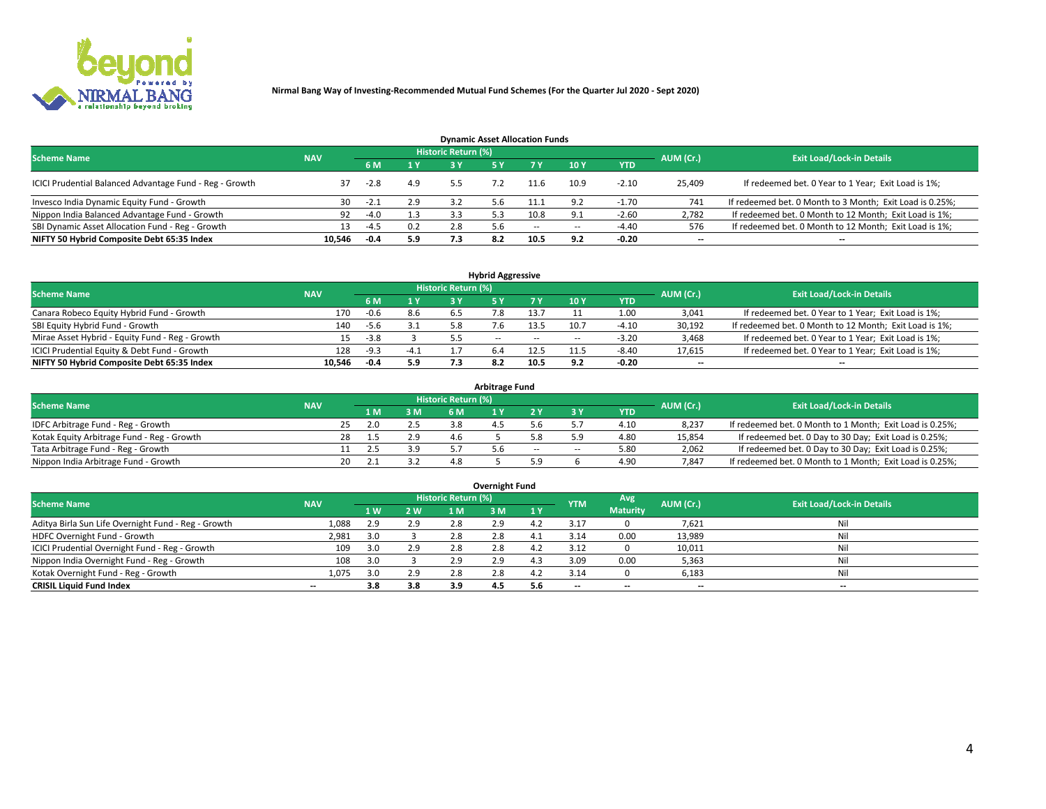**Nirmal Bang Way of Investing-Recommended Mutual Fund Schemes (For the Quarter Jul 2020 - Sept 2020)**

## Dynamic Asset Allocation Funds

| Scheme Name | NAV | Historic Return (%) | | | | | | | AUM (Cr.) | Exit Load/Lock-in Details |
|---|---|---|---|---|---|---|---|---|---|---|
| | | 6 M | 1 Y | 3 Y | 5 Y | 7 Y | 10 Y | YTD | | |
| ICICI Prudential Balanced Advantage Fund - Reg - Growth | 37 | -2.8 | 4.9 | 5.5 | 7.2 | 11.6 | 10.9 | -2.10 | 25,409 | If redeemed bet. 0 Year to 1 Year; Exit Load is 1%; |
| Invesco India Dynamic Equity Fund - Growth | 30 | -2.1 | 2.9 | 3.2 | 5.6 | 11.1 | 9.2 | -1.70 | 741 | If redeemed bet. 0 Month to 3 Month; Exit Load is 0.25%; |
| Nippon India Balanced Advantage Fund - Growth | 92 | -4.0 | 1.3 | 3.3 | 5.3 | 10.8 | 9.1 | -2.60 | 2,782 | If redeemed bet. 0 Month to 12 Month; Exit Load is 1%; |
| SBI Dynamic Asset Allocation Fund - Reg - Growth | 13 | -4.5 | 0.2 | 2.8 | 5.6 | -- | -- | -4.40 | 576 | If redeemed bet. 0 Month to 12 Month; Exit Load is 1%; |
| **NIFTY 50 Hybrid Composite Debt 65:35 Index** | **10,546** | **-0.4** | **5.9** | **7.3** | **8.2** | **10.5** | **9.2** | **-0.20** | **--** | **--** |

## Hybrid Aggressive

| Scheme Name | NAV | Historic Return (%) | | | | | | | AUM (Cr.) | Exit Load/Lock-in Details |
|---|---|---|---|---|---|---|---|---|---|---|
| | | 6 M | 1 Y | 3 Y | 5 Y | 7 Y | 10 Y | YTD | | |
| Canara Robeco Equity Hybrid Fund - Growth | 170 | -0.6 | 8.6 | 6.5 | 7.8 | 13.7 | 11 | 1.00 | 3,041 | If redeemed bet. 0 Year to 1 Year; Exit Load is 1%; |
| SBI Equity Hybrid Fund - Growth | 140 | -5.6 | 3.1 | 5.8 | 7.6 | 13.5 | 10.7 | -4.10 | 30,192 | If redeemed bet. 0 Month to 12 Month; Exit Load is 1%; |
| Mirae Asset Hybrid - Equity Fund - Reg - Growth | 15 | -3.8 | 3 | 5.5 | -- | -- | -- | -3.20 | 3,468 | If redeemed bet. 0 Year to 1 Year; Exit Load is 1%; |
| ICICI Prudential Equity & Debt Fund - Growth | 128 | -9.3 | -4.1 | 1.7 | 6.4 | 12.5 | 11.5 | -8.40 | 17,615 | If redeemed bet. 0 Year to 1 Year; Exit Load is 1%; |
| **NIFTY 50 Hybrid Composite Debt 65:35 Index** | **10,546** | **-0.4** | **5.9** | **7.3** | **8.2** | **10.5** | **9.2** | **-0.20** | **--** | **--** |

## Arbitrage Fund

| Scheme Name | NAV | Historic Return (%) | | | | | | | AUM (Cr.) | Exit Load/Lock-in Details |
|---|---|---|---|---|---|---|---|---|---|---|
| | | 1 M | 3 M | 6 M | 1 Y | 2 Y | 3 Y | YTD | | |
| IDFC Arbitrage Fund - Reg - Growth | 25 | 2.0 | 2.5 | 3.8 | 4.5 | 5.6 | 5.7 | 4.10 | 8,237 | If redeemed bet. 0 Month to 1 Month; Exit Load is 0.25%; |
| Kotak Equity Arbitrage Fund - Reg - Growth | 28 | 1.5 | 2.9 | 4.6 | 5 | 5.8 | 5.9 | 4.80 | 15,854 | If redeemed bet. 0 Day to 30 Day; Exit Load is 0.25%; |
| Tata Arbitrage Fund - Reg - Growth | 11 | 2.5 | 3.9 | 5.7 | 5.6 | -- | -- | 5.80 | 2,062 | If redeemed bet. 0 Day to 30 Day; Exit Load is 0.25%; |
| Nippon India Arbitrage Fund - Growth | 20 | 2.1 | 3.2 | 4.8 | 5 | 5.9 | 6 | 4.90 | 7,847 | If redeemed bet. 0 Month to 1 Month; Exit Load is 0.25%; |

## Overnight Fund

| Scheme Name | NAV | Historic Return (%) | | | | | YTM | Avg Maturity | AUM (Cr.) | Exit Load/Lock-in Details |
|---|---|---|---|---|---|---|---|---|---|---|
| | | 1 W | 2 W | 1 M | 3 M | 1 Y | | | | |
| Aditya Birla Sun Life Overnight Fund - Reg - Growth | 1,088 | 2.9 | 2.9 | 2.8 | 2.9 | 4.2 | 3.17 | 0 | 7,621 | Nil |
| HDFC Overnight Fund - Growth | 2,981 | 3.0 | 3 | 2.8 | 2.8 | 4.1 | 3.14 | 0.00 | 13,989 | Nil |
| ICICI Prudential Overnight Fund - Reg - Growth | 109 | 3.0 | 2.9 | 2.8 | 2.8 | 4.2 | 3.12 | 0 | 10,011 | Nil |
| Nippon India Overnight Fund - Reg - Growth | 108 | 3.0 | 3 | 2.9 | 2.9 | 4.3 | 3.09 | 0.00 | 5,363 | Nil |
| Kotak Overnight Fund - Reg - Growth | 1,075 | 3.0 | 2.9 | 2.8 | 2.8 | 4.2 | 3.14 | 0 | 6,183 | Nil |
| **CRISIL Liquid Fund Index** | **--** | **3.8** | **3.8** | **3.9** | **4.5** | **5.6** | **--** | **--** | **--** | **--** |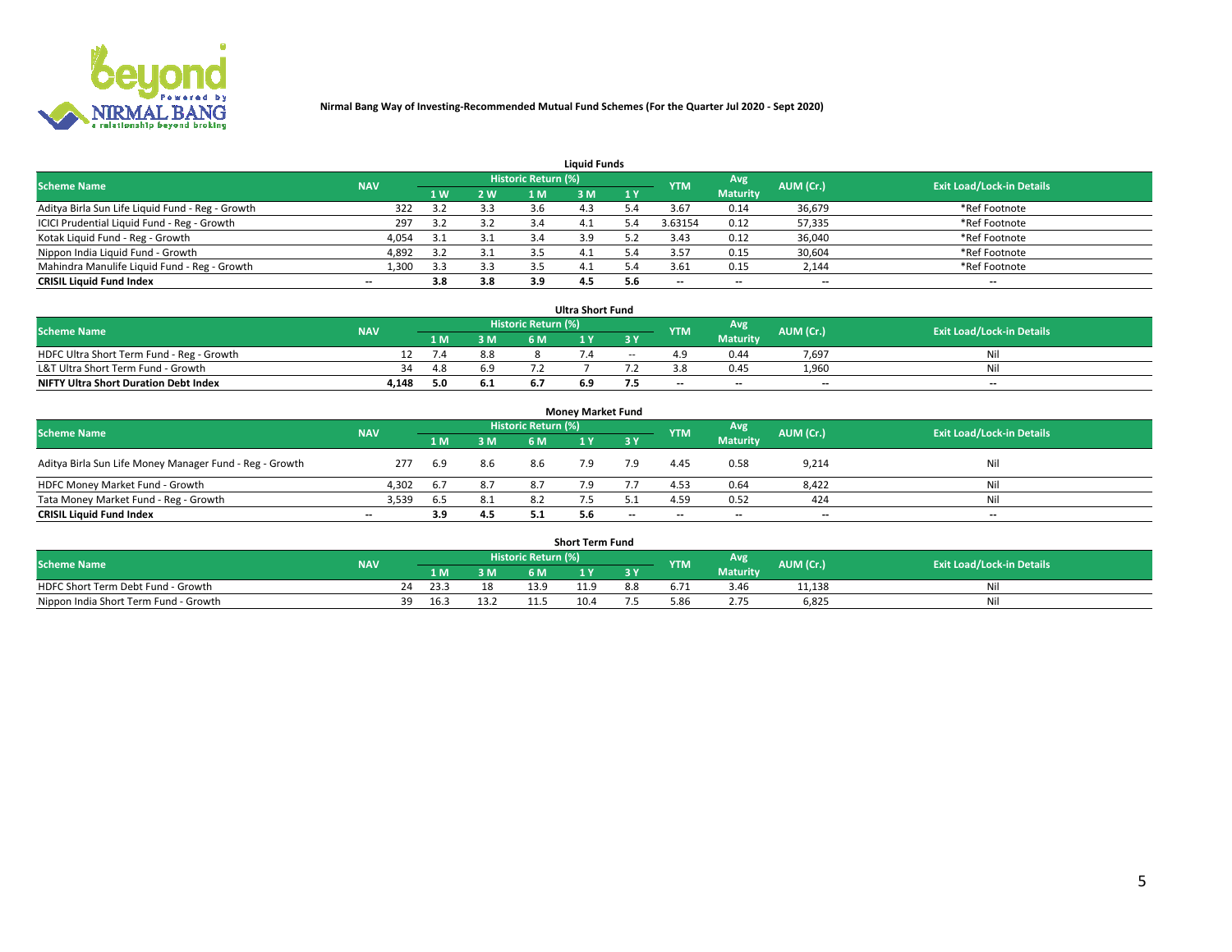**Nirmal Bang Way of Investing-Recommended Mutual Fund Schemes (For the Quarter Jul 2020 - Sept 2020)**

## Liquid Funds

| Scheme Name | NAV | Historic Return (%) | | | | | YTM | Avg Maturity | AUM (Cr.) | Exit Load/Lock-in Details |
|---|---|---|---|---|---|---|---|---|---|---|
| | | 1 W | 2 W | 1 M | 3 M | 1 Y | | | | |
| Aditya Birla Sun Life Liquid Fund - Reg - Growth | 322 | 3.2 | 3.3 | 3.6 | 4.3 | 5.4 | 3.67 | 0.14 | 36,679 | *Ref Footnote |
| ICICI Prudential Liquid Fund - Reg - Growth | 297 | 3.2 | 3.2 | 3.4 | 4.1 | 5.4 | 3.63154 | 0.12 | 57,335 | *Ref Footnote |
| Kotak Liquid Fund - Reg - Growth | 4,054 | 3.1 | 3.1 | 3.4 | 3.9 | 5.2 | 3.43 | 0.12 | 36,040 | *Ref Footnote |
| Nippon India Liquid Fund - Growth | 4,892 | 3.2 | 3.1 | 3.5 | 4.1 | 5.4 | 3.57 | 0.15 | 30,604 | *Ref Footnote |
| Mahindra Manulife Liquid Fund - Reg - Growth | 1,300 | 3.3 | 3.3 | 3.5 | 4.1 | 5.4 | 3.61 | 0.15 | 2,144 | *Ref Footnote |
| **CRISIL Liquid Fund Index** | -- | **3.8** | **3.8** | **3.9** | **4.5** | **5.6** | -- | -- | -- | -- |

## Ultra Short Fund

| Scheme Name | NAV | Historic Return (%) | | | | | YTM | Avg Maturity | AUM (Cr.) | Exit Load/Lock-in Details |
|---|---|---|---|---|---|---|---|---|---|---|
| | | 1 M | 3 M | 6 M | 1 Y | 3 Y | | | | |
| HDFC Ultra Short Term Fund - Reg - Growth | 12 | 7.4 | 8.8 | 8 | 7.4 | -- | 4.9 | 0.44 | 7,697 | Nil |
| L&T Ultra Short Term Fund - Growth | 34 | 4.8 | 6.9 | 7.2 | 7 | 7.2 | 3.8 | 0.45 | 1,960 | Nil |
| **NIFTY Ultra Short Duration Debt Index** | **4,148** | **5.0** | **6.1** | **6.7** | **6.9** | **7.5** | -- | -- | -- | -- |

## Money Market Fund

| Scheme Name | NAV | Historic Return (%) | | | | | YTM | Avg Maturity | AUM (Cr.) | Exit Load/Lock-in Details |
|---|---|---|---|---|---|---|---|---|---|---|
| | | 1 M | 3 M | 6 M | 1 Y | 3 Y | | | | |
| Aditya Birla Sun Life Money Manager Fund - Reg - Growth | 277 | 6.9 | 8.6 | 8.6 | 7.9 | 7.9 | 4.45 | 0.58 | 9,214 | Nil |
| HDFC Money Market Fund - Growth | 4,302 | 6.7 | 8.7 | 8.7 | 7.9 | 7.7 | 4.53 | 0.64 | 8,422 | Nil |
| Tata Money Market Fund - Reg - Growth | 3,539 | 6.5 | 8.1 | 8.2 | 7.5 | 5.1 | 4.59 | 0.52 | 424 | Nil |
| **CRISIL Liquid Fund Index** | -- | **3.9** | **4.5** | **5.1** | **5.6** | -- | -- | -- | -- | -- |

## Short Term Fund

| Scheme Name | NAV | Historic Return (%) | | | | | YTM | Avg Maturity | AUM (Cr.) | Exit Load/Lock-in Details |
|---|---|---|---|---|---|---|---|---|---|---|
| | | 1 M | 3 M | 6 M | 1 Y | 3 Y | | | | |
| HDFC Short Term Debt Fund - Growth | 24 | 23.3 | 18 | 13.9 | 11.9 | 8.8 | 6.71 | 3.46 | 11,138 | Nil |
| Nippon India Short Term Fund - Growth | 39 | 16.3 | 13.2 | 11.5 | 10.4 | 7.5 | 5.86 | 2.75 | 6,825 | Nil |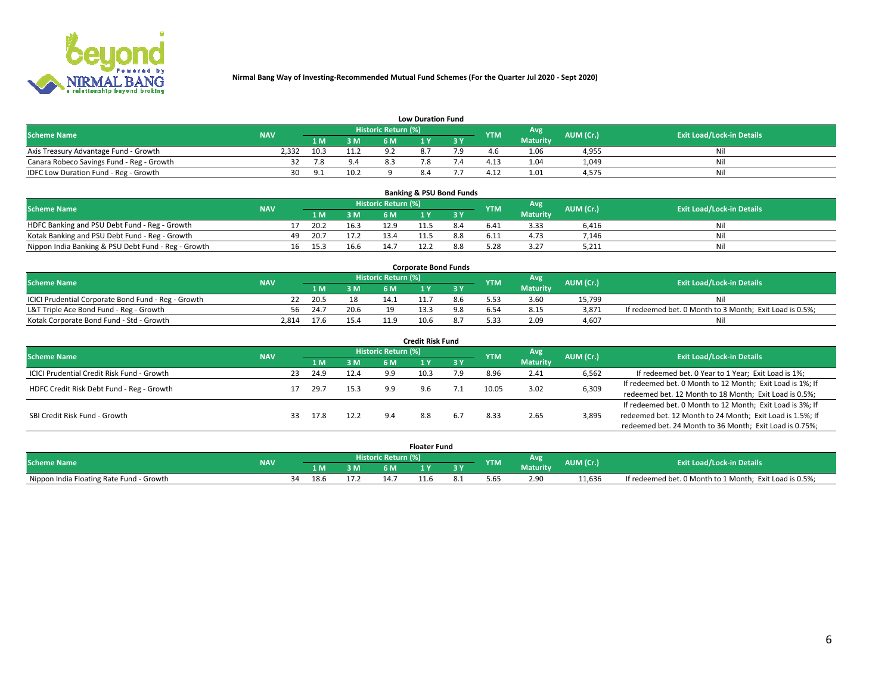**Nirmal Bang Way of Investing-Recommended Mutual Fund Schemes (For the Quarter Jul 2020 - Sept 2020)**

## Low Duration Fund

| Scheme Name | NAV | Historic Return (%) | | | | | YTM | Avg Maturity | AUM (Cr.) | Exit Load/Lock-in Details |
|---|---|---|---|---|---|---|---|---|---|---|
| | | 1 M | 3 M | 6 M | 1 Y | 3 Y | | | | |
| Axis Treasury Advantage Fund - Growth | 2,332 | 10.3 | 11.2 | 9.2 | 8.7 | 7.9 | 4.6 | 1.06 | 4,955 | Nil |
| Canara Robeco Savings Fund - Reg - Growth | 32 | 7.8 | 9.4 | 8.3 | 7.8 | 7.4 | 4.13 | 1.04 | 1,049 | Nil |
| IDFC Low Duration Fund - Reg - Growth | 30 | 9.1 | 10.2 | 9 | 8.4 | 7.7 | 4.12 | 1.01 | 4,575 | Nil |

## Banking & PSU Bond Funds

| Scheme Name | NAV | Historic Return (%) | | | | | YTM | Avg Maturity | AUM (Cr.) | Exit Load/Lock-in Details |
|---|---|---|---|---|---|---|---|---|---|---|
| | | 1 M | 3 M | 6 M | 1 Y | 3 Y | | | | |
| HDFC Banking and PSU Debt Fund - Reg - Growth | 17 | 20.2 | 16.3 | 12.9 | 11.5 | 8.4 | 6.41 | 3.33 | 6,416 | Nil |
| Kotak Banking and PSU Debt Fund - Reg - Growth | 49 | 20.7 | 17.2 | 13.4 | 11.5 | 8.8 | 6.11 | 4.73 | 7,146 | Nil |
| Nippon India Banking & PSU Debt Fund - Reg - Growth | 16 | 15.3 | 16.6 | 14.7 | 12.2 | 8.8 | 5.28 | 3.27 | 5,211 | Nil |

## Corporate Bond Funds

| Scheme Name | NAV | Historic Return (%) | | | | | YTM | Avg Maturity | AUM (Cr.) | Exit Load/Lock-in Details |
|---|---|---|---|---|---|---|---|---|---|---|
| | | 1 M | 3 M | 6 M | 1 Y | 3 Y | | | | |
| ICICI Prudential Corporate Bond Fund - Reg - Growth | 22 | 20.5 | 18 | 14.1 | 11.7 | 8.6 | 5.53 | 3.60 | 15,799 | Nil |
| L&T Triple Ace Bond Fund - Reg - Growth | 56 | 24.7 | 20.6 | 19 | 13.3 | 9.8 | 6.54 | 8.15 | 3,871 | If redeemed bet. 0 Month to 3 Month; Exit Load is 0.5%; |
| Kotak Corporate Bond Fund - Std - Growth | 2,814 | 17.6 | 15.4 | 11.9 | 10.6 | 8.7 | 5.33 | 2.09 | 4,607 | Nil |

## Credit Risk Fund

| Scheme Name | NAV | Historic Return (%) | | | | | YTM | Avg Maturity | AUM (Cr.) | Exit Load/Lock-in Details |
|---|---|---|---|---|---|---|---|---|---|---|
| | | 1 M | 3 M | 6 M | 1 Y | 3 Y | | | | |
| ICICI Prudential Credit Risk Fund - Growth | 23 | 24.9 | 12.4 | 9.9 | 10.3 | 7.9 | 8.96 | 2.41 | 6,562 | If redeemed bet. 0 Year to 1 Year; Exit Load is 1%; |
| HDFC Credit Risk Debt Fund - Reg - Growth | 17 | 29.7 | 15.3 | 9.9 | 9.6 | 7.1 | 10.05 | 3.02 | 6,309 | If redeemed bet. 0 Month to 12 Month; Exit Load is 1%; If redeemed bet. 12 Month to 18 Month; Exit Load is 0.5%; |
| SBI Credit Risk Fund - Growth | 33 | 17.8 | 12.2 | 9.4 | 8.8 | 6.7 | 8.33 | 2.65 | 3,895 | If redeemed bet. 0 Month to 12 Month; Exit Load is 3%; If redeemed bet. 12 Month to 24 Month; Exit Load is 1.5%; If redeemed bet. 24 Month to 36 Month; Exit Load is 0.75%; |

## Floater Fund

| Scheme Name | NAV | Historic Return (%) | | | | | YTM | Avg Maturity | AUM (Cr.) | Exit Load/Lock-in Details |
|---|---|---|---|---|---|---|---|---|---|---|
| | | 1 M | 3 M | 6 M | 1 Y | 3 Y | | | | |
| Nippon India Floating Rate Fund - Growth | 34 | 18.6 | 17.2 | 14.7 | 11.6 | 8.1 | 5.65 | 2.90 | 11,636 | If redeemed bet. 0 Month to 1 Month; Exit Load is 0.5%; |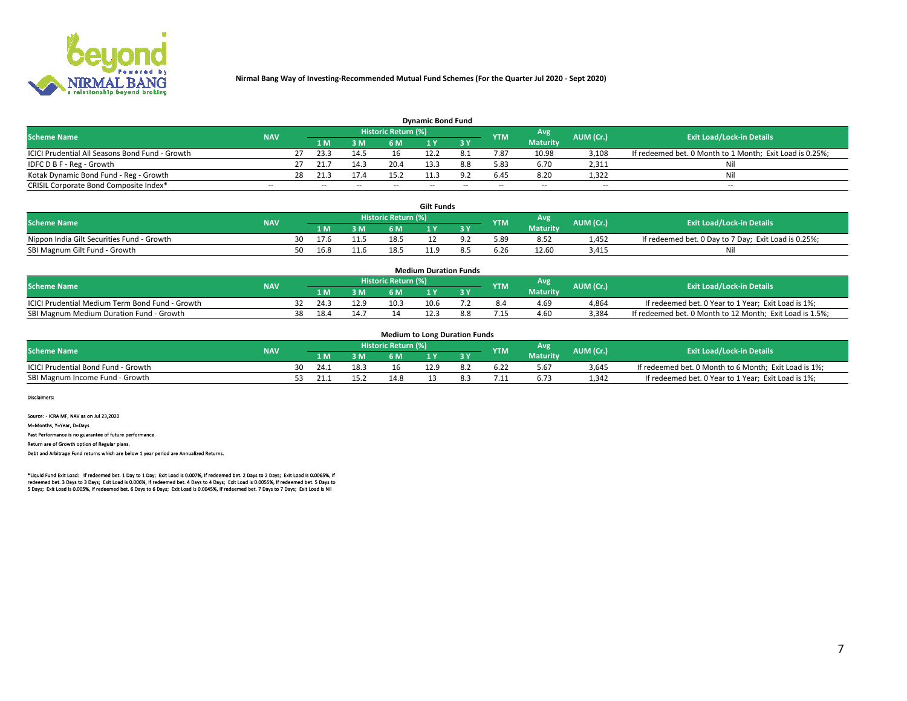**Nirmal Bang Way of Investing-Recommended Mutual Fund Schemes (For the Quarter Jul 2020 - Sept 2020)**

## Dynamic Bond Fund

| Scheme Name | NAV | Historic Return (%) | | | | | YTM | Avg Maturity | AUM (Cr.) | Exit Load/Lock-in Details |
|---|---|---|---|---|---|---|---|---|---|---|
| | | 1 M | 3 M | 6 M | 1 Y | 3 Y | | | | |
| ICICI Prudential All Seasons Bond Fund - Growth | 27 | 23.3 | 14.5 | 16 | 12.2 | 8.1 | 7.87 | 10.98 | 3,108 | If redeemed bet. 0 Month to 1 Month; Exit Load is 0.25%; |
| IDFC D B F - Reg - Growth | 27 | 21.7 | 14.3 | 20.4 | 13.3 | 8.8 | 5.83 | 6.70 | 2,311 | Nil |
| Kotak Dynamic Bond Fund - Reg - Growth | 28 | 21.3 | 17.4 | 15.2 | 11.3 | 9.2 | 6.45 | 8.20 | 1,322 | Nil |
| CRISIL Corporate Bond Composite Index* | -- | -- | -- | -- | -- | -- | -- | -- | -- | -- |

## Gilt Funds

| Scheme Name | NAV | Historic Return (%) | | | | | YTM | Avg Maturity | AUM (Cr.) | Exit Load/Lock-in Details |
|---|---|---|---|---|---|---|---|---|---|---|
| | | 1 M | 3 M | 6 M | 1 Y | 3 Y | | | | |
| Nippon India Gilt Securities Fund - Growth | 30 | 17.6 | 11.5 | 18.5 | 12 | 9.2 | 5.89 | 8.52 | 1,452 | If redeemed bet. 0 Day to 7 Day; Exit Load is 0.25%; |
| SBI Magnum Gilt Fund - Growth | 50 | 16.8 | 11.6 | 18.5 | 11.9 | 8.5 | 6.26 | 12.60 | 3,415 | Nil |

## Medium Duration Funds

| Scheme Name | NAV | Historic Return (%) | | | | | YTM | Avg Maturity | AUM (Cr.) | Exit Load/Lock-in Details |
|---|---|---|---|---|---|---|---|---|---|---|
| | | 1 M | 3 M | 6 M | 1 Y | 3 Y | | | | |
| ICICI Prudential Medium Term Bond Fund - Growth | 32 | 24.3 | 12.9 | 10.3 | 10.6 | 7.2 | 8.4 | 4.69 | 4,864 | If redeemed bet. 0 Year to 1 Year; Exit Load is 1%; |
| SBI Magnum Medium Duration Fund - Growth | 38 | 18.4 | 14.7 | 14 | 12.3 | 8.8 | 7.15 | 4.60 | 3,384 | If redeemed bet. 0 Month to 12 Month; Exit Load is 1.5%; |

## Medium to Long Duration Funds

| Scheme Name | NAV | Historic Return (%) | | | | | YTM | Avg Maturity | AUM (Cr.) | Exit Load/Lock-in Details |
|---|---|---|---|---|---|---|---|---|---|---|
| | | 1 M | 3 M | 6 M | 1 Y | 3 Y | | | | |
| ICICI Prudential Bond Fund - Growth | 30 | 24.1 | 18.3 | 16 | 12.9 | 8.2 | 6.22 | 5.67 | 3,645 | If redeemed bet. 0 Month to 6 Month; Exit Load is 1%; |
| SBI Magnum Income Fund - Growth | 53 | 21.1 | 15.2 | 14.8 | 13 | 8.3 | 7.11 | 6.73 | 1,342 | If redeemed bet. 0 Year to 1 Year; Exit Load is 1%; |

Disclaimers:

Source: - ICRA MF, NAV as on Jul 23,2020

M=Months, Y=Year, D=Days

Past Performance is no guarantee of future performance.

Return are of Growth option of Regular plans.

Debt and Arbitrage Fund returns which are below 1 year period are Annualized Returns.

*Liquid Fund Exit Load: If redeemed bet. 1 Day to 1 Day; Exit Load is 0.007%, If redeemed bet. 2 Days to 2 Days; Exit Load is 0.0065%, If redeemed bet. 3 Days to 3 Days; Exit Load is 0.006%, If redeemed bet. 4 Days to 4 Days; Exit Load is 0.0055%, If redeemed bet. 5 Days to 5 Days; Exit Load is 0.005%, If redeemed bet. 6 Days to 6 Days; Exit Load is 0.0045%, If redeemed bet. 7 Days to 7 Days; Exit Load is Nil